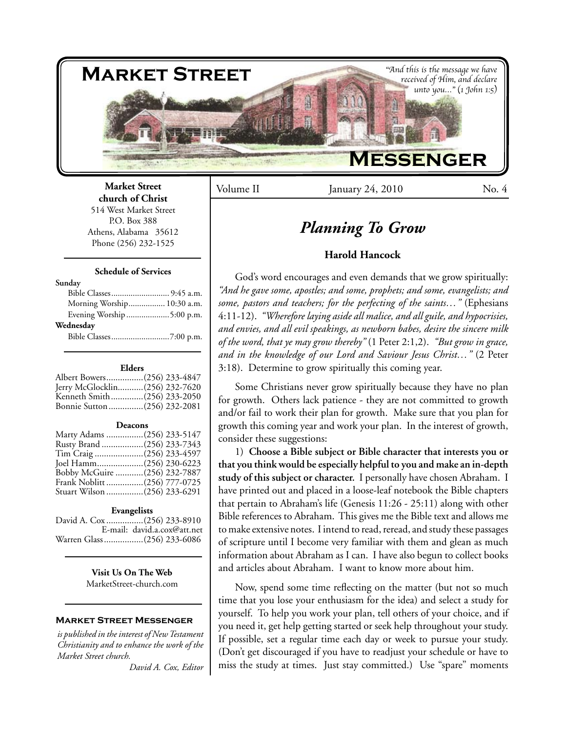# Market Street Messenger

*"And this is the message we have received of Him, and declare unto you..." (1 John 1:5)*

**Market Street church of Christ**
514 West Market Street
P.O. Box 388
Athens, Alabama 35612
Phone (256) 232-1525

**Schedule of Services**

**Sunday**
Bible Classes........................... 9:45 a.m.
Morning Worship................. 10:30 a.m.
Evening Worship.................... 5:00 p.m.

**Wednesday**
Bible Classes........................... 7:00 p.m.

**Elders**
Albert Bowers................(256) 233-4847
Jerry McGlocklin...........(256) 232-7620
Kenneth Smith..............(256) 233-2050
Bonnie Sutton...............(256) 232-2081

**Deacons**
Marty Adams ................(256) 233-5147
Rusty Brand ..................(256) 233-7343
Tim Craig .....................(256) 233-4597
Joel Hamm....................(256) 230-6223
Bobby McGuire ............(256) 232-7887
Frank Noblitt ................(256) 777-0725
Stuart Wilson ................(256) 233-6291

**Evangelists**
David A. Cox ................(256) 233-8910
E-mail: david.a.cox@att.net
Warren Glass.................(256) 233-6086

**Visit Us On The Web**
MarketStreet-church.com

**Market Street Messenger**

*is published in the interest of New Testament Christianity and to enhance the work of the Market Street church.*

*David A. Cox, Editor*

Volume II | January 24, 2010 | No. 4

## *Planning To Grow*

**Harold Hancock**

God's word encourages and even demands that we grow spiritually: *"And he gave some, apostles; and some, prophets; and some, evangelists; and some, pastors and teachers; for the perfecting of the saints…"* (Ephesians 4:11-12). *"Wherefore laying aside all malice, and all guile, and hypocrisies, and envies, and all evil speakings, as newborn babes, desire the sincere milk of the word, that ye may grow thereby"* (1 Peter 2:1,2). *"But grow in grace, and in the knowledge of our Lord and Saviour Jesus Christ…"* (2 Peter 3:18). Determine to grow spiritually this coming year.

Some Christians never grow spiritually because they have no plan for growth. Others lack patience - they are not committed to growth and/or fail to work their plan for growth. Make sure that you plan for growth this coming year and work your plan. In the interest of growth, consider these suggestions:

1) **Choose a Bible subject or Bible character that interests you or that you think would be especially helpful to you and make an in-depth study of this subject or character.** I personally have chosen Abraham. I have printed out and placed in a loose-leaf notebook the Bible chapters that pertain to Abraham's life (Genesis 11:26 - 25:11) along with other Bible references to Abraham. This gives me the Bible text and allows me to make extensive notes. I intend to read, reread, and study these passages of scripture until I become very familiar with them and glean as much information about Abraham as I can. I have also begun to collect books and articles about Abraham. I want to know more about him.

Now, spend some time reflecting on the matter (but not so much time that you lose your enthusiasm for the idea) and select a study for yourself. To help you work your plan, tell others of your choice, and if you need it, get help getting started or seek help throughout your study. If possible, set a regular time each day or week to pursue your study. (Don't get discouraged if you have to readjust your schedule or have to miss the study at times. Just stay committed.) Use "spare" moments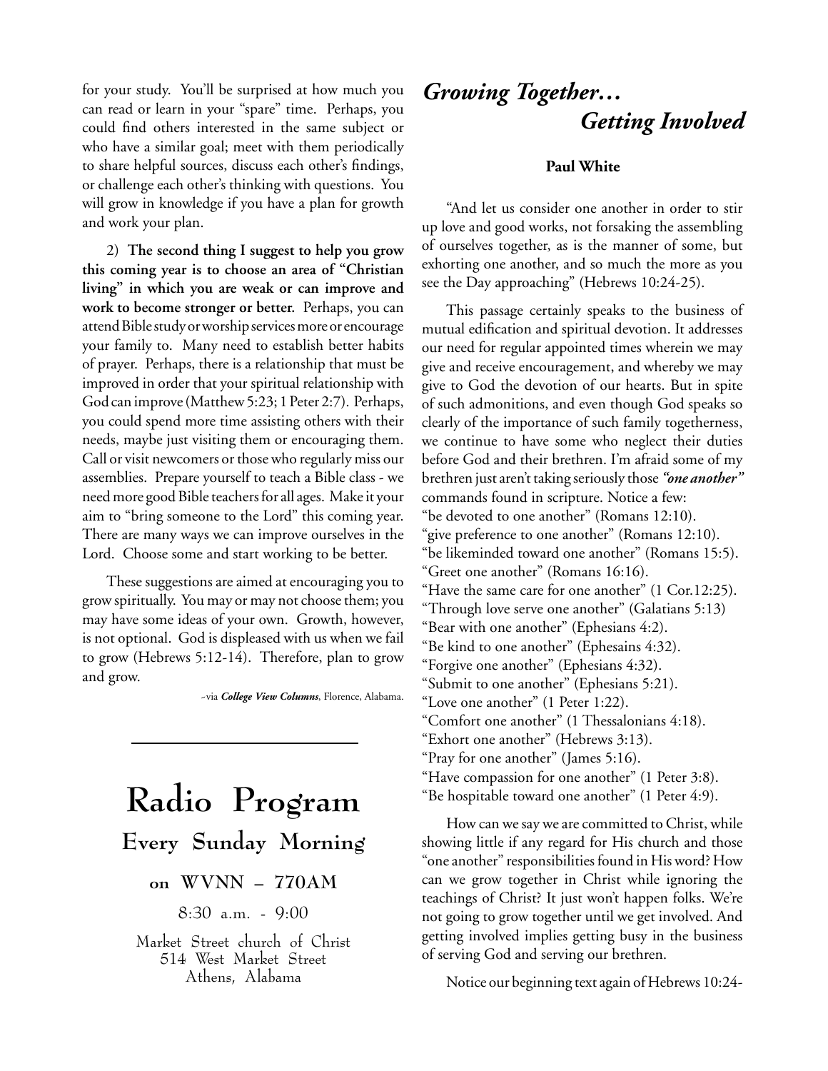for your study. You'll be surprised at how much you can read or learn in your "spare" time. Perhaps, you could find others interested in the same subject or who have a similar goal; meet with them periodically to share helpful sources, discuss each other's findings, or challenge each other's thinking with questions. You will grow in knowledge if you have a plan for growth and work your plan.

2) **The second thing I suggest to help you grow this coming year is to choose an area of "Christian living" in which you are weak or can improve and work to become stronger or better.** Perhaps, you can attend Bible study or worship services more or encourage your family to. Many need to establish better habits of prayer. Perhaps, there is a relationship that must be improved in order that your spiritual relationship with God can improve (Matthew 5:23; 1 Peter 2:7). Perhaps, you could spend more time assisting others with their needs, maybe just visiting them or encouraging them. Call or visit newcomers or those who regularly miss our assemblies. Prepare yourself to teach a Bible class - we need more good Bible teachers for all ages. Make it your aim to "bring someone to the Lord" this coming year. There are many ways we can improve ourselves in the Lord. Choose some and start working to be better.

These suggestions are aimed at encouraging you to grow spiritually. You may or may not choose them; you may have some ideas of your own. Growth, however, is not optional. God is displeased with us when we fail to grow (Hebrews 5:12-14). Therefore, plan to grow and grow.

~via ***College View Columns***, Florence, Alabama.

---

# Radio Program

## Every Sunday Morning

### on WVNN – 770AM

8:30 a.m. - 9:00

Market Street church of Christ
514 West Market Street
Athens, Alabama

---

# *Growing Together… Getting Involved*

**Paul White**

"And let us consider one another in order to stir up love and good works, not forsaking the assembling of ourselves together, as is the manner of some, but exhorting one another, and so much the more as you see the Day approaching" (Hebrews 10:24-25).

This passage certainly speaks to the business of mutual edification and spiritual devotion. It addresses our need for regular appointed times wherein we may give and receive encouragement, and whereby we may give to God the devotion of our hearts. But in spite of such admonitions, and even though God speaks so clearly of the importance of such family togetherness, we continue to have some who neglect their duties before God and their brethren. I'm afraid some of my brethren just aren't taking seriously those ***"one another"*** commands found in scripture. Notice a few:

"be devoted to one another" (Romans 12:10).
"give preference to one another" (Romans 12:10).
"be likeminded toward one another" (Romans 15:5).
"Greet one another" (Romans 16:16).
"Have the same care for one another" (1 Cor.12:25).
"Through love serve one another" (Galatians 5:13)
"Bear with one another" (Ephesians 4:2).
"Be kind to one another" (Ephesains 4:32).
"Forgive one another" (Ephesians 4:32).
"Submit to one another" (Ephesians 5:21).
"Love one another" (1 Peter 1:22).
"Comfort one another" (1 Thessalonians 4:18).
"Exhort one another" (Hebrews 3:13).
"Pray for one another" (James 5:16).
"Have compassion for one another" (1 Peter 3:8).
"Be hospitable toward one another" (1 Peter 4:9).

How can we say we are committed to Christ, while showing little if any regard for His church and those "one another" responsibilities found in His word? How can we grow together in Christ while ignoring the teachings of Christ? It just won't happen folks. We're not going to grow together until we get involved. And getting involved implies getting busy in the business of serving God and serving our brethren.

Notice our beginning text again of Hebrews 10:24-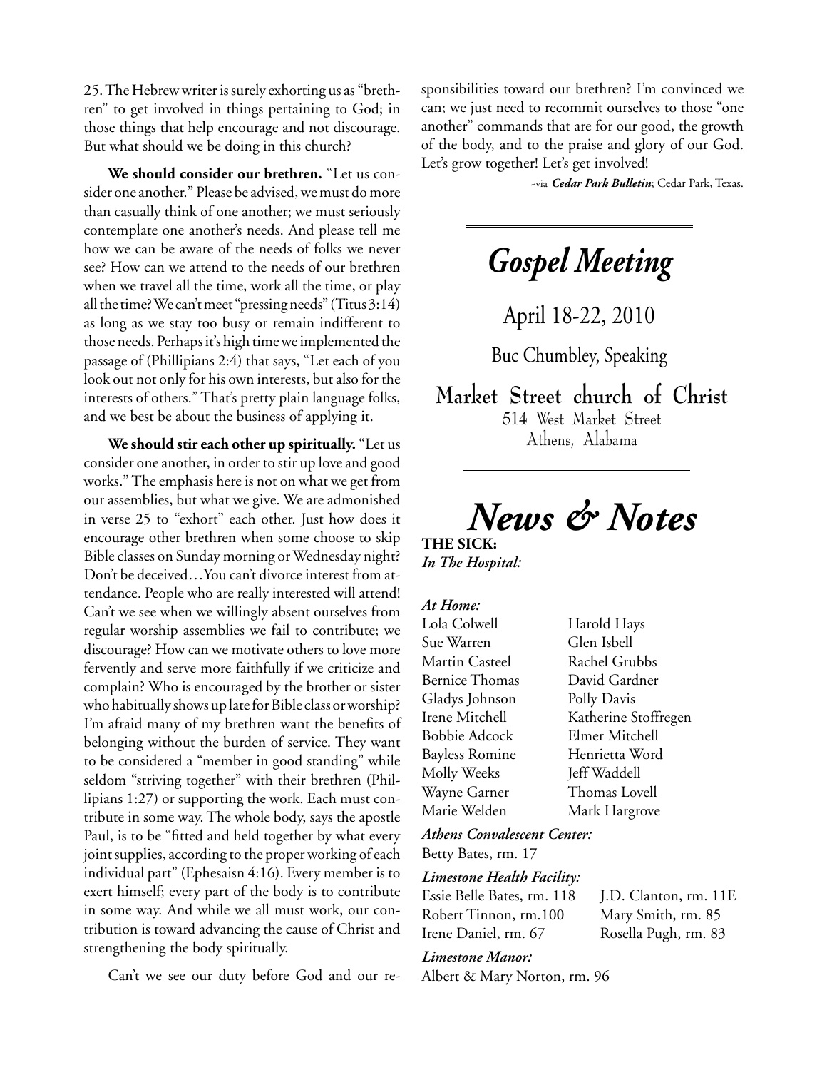25. The Hebrew writer is surely exhorting us as "brethren" to get involved in things pertaining to God; in those things that help encourage and not discourage. But what should we be doing in this church?

**We should consider our brethren.** "Let us consider one another." Please be advised, we must do more than casually think of one another; we must seriously contemplate one another's needs. And please tell me how we can be aware of the needs of folks we never see? How can we attend to the needs of our brethren when we travel all the time, work all the time, or play all the time? We can't meet "pressing needs" (Titus 3:14) as long as we stay too busy or remain indifferent to those needs. Perhaps it's high time we implemented the passage of (Phillipians 2:4) that says, "Let each of you look out not only for his own interests, but also for the interests of others." That's pretty plain language folks, and we best be about the business of applying it.

**We should stir each other up spiritually.** "Let us consider one another, in order to stir up love and good works." The emphasis here is not on what we get from our assemblies, but what we give. We are admonished in verse 25 to "exhort" each other. Just how does it encourage other brethren when some choose to skip Bible classes on Sunday morning or Wednesday night? Don't be deceived…You can't divorce interest from attendance. People who are really interested will attend! Can't we see when we willingly absent ourselves from regular worship assemblies we fail to contribute; we discourage? How can we motivate others to love more fervently and serve more faithfully if we criticize and complain? Who is encouraged by the brother or sister who habitually shows up late for Bible class or worship? I'm afraid many of my brethren want the benefits of belonging without the burden of service. They want to be considered a "member in good standing" while seldom "striving together" with their brethren (Phillipians 1:27) or supporting the work. Each must contribute in some way. The whole body, says the apostle Paul, is to be "fitted and held together by what every joint supplies, according to the proper working of each individual part" (Ephesaisn 4:16). Every member is to exert himself; every part of the body is to contribute in some way. And while we all must work, our contribution is toward advancing the cause of Christ and strengthening the body spiritually.

Can't we see our duty before God and our responsibilities toward our brethren? I'm convinced we can; we just need to recommit ourselves to those "one another" commands that are for our good, the growth of the body, and to the praise and glory of our God. Let's grow together! Let's get involved!

~via ***Cedar Park Bulletin***; Cedar Park, Texas.

---

# *Gospel Meeting*

April 18-22, 2010

Buc Chumbley, Speaking

**Market Street church of Christ**
514 West Market Street
Athens, Alabama

---

# *News & Notes*

**THE SICK:**

***In The Hospital:***

***At Home:***

| | |
|---|---|
| Lola Colwell | Harold Hays |
| Sue Warren | Glen Isbell |
| Martin Casteel | Rachel Grubbs |
| Bernice Thomas | David Gardner |
| Gladys Johnson | Polly Davis |
| Irene Mitchell | Katherine Stoffregen |
| Bobbie Adcock | Elmer Mitchell |
| Bayless Romine | Henrietta Word |
| Molly Weeks | Jeff Waddell |
| Wayne Garner | Thomas Lovell |
| Marie Welden | Mark Hargrove |

***Athens Convalescent Center:***

Betty Bates, rm. 17

***Limestone Health Facility:***

| | |
|---|---|
| Essie Belle Bates, rm. 118 | J.D. Clanton, rm. 11E |
| Robert Tinnon, rm.100 | Mary Smith, rm. 85 |
| Irene Daniel, rm. 67 | Rosella Pugh, rm. 83 |

***Limestone Manor:***

Albert & Mary Norton, rm. 96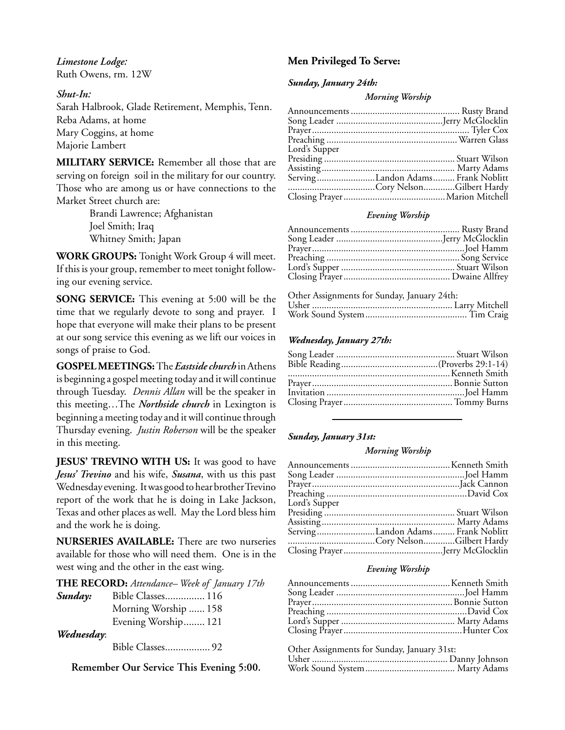*Limestone Lodge:*
Ruth Owens, rm. 12W

*Shut-In:*
Sarah Halbrook, Glade Retirement, Memphis, Tenn.
Reba Adams, at home
Mary Coggins, at home
Majorie Lambert

**MILITARY SERVICE:** Remember all those that are serving on foreign soil in the military for our country. Those who are among us or have connections to the Market Street church are:

Brandi Lawrence; Afghanistan
Joel Smith; Iraq
Whitney Smith; Japan

**WORK GROUPS:** Tonight Work Group 4 will meet. If this is your group, remember to meet tonight following our evening service.

**SONG SERVICE:** This evening at 5:00 will be the time that we regularly devote to song and prayer. I hope that everyone will make their plans to be present at our song service this evening as we lift our voices in songs of praise to God.

**GOSPEL MEETINGS:** The ***Eastside church*** in Athens is beginning a gospel meeting today and it will continue through Tuesday. *Dennis Allan* will be the speaker in this meeting…The ***Northside church*** in Lexington is beginning a meeting today and it will continue through Thursday evening. *Justin Roberson* will be the speaker in this meeting.

**JESUS' TREVINO WITH US:** It was good to have ***Jesus' Trevino*** and his wife, ***Susana***, with us this past Wednesday evening. It was good to hear brother Trevino report of the work that he is doing in Lake Jackson, Texas and other places as well. May the Lord bless him and the work he is doing.

**NURSERIES AVAILABLE:** There are two nurseries available for those who will need them. One is in the west wing and the other in the east wing.

**THE RECORD:** *Attendance– Week of January 17th*

| | | |
|---|---|---|
| ***Sunday:*** | Bible Classes | 116 |
| | Morning Worship | 158 |
| | Evening Worship | 121 |
| ***Wednesday***: | | |
| | Bible Classes | 92 |

**Remember Our Service This Evening 5:00.**

## Men Privileged To Serve:

***Sunday, January 24th:***

*Morning Worship*

Announcements ........ Rusty Brand
Song Leader ........ Jerry McGlocklin
Prayer ........ Tyler Cox
Preaching ........ Warren Glass
Lord's Supper
Presiding ........ Stuart Wilson
Assisting ........ Marty Adams
Serving ........ Landon Adams ........ Frank Noblitt
........ Cory Nelson ........ Gilbert Hardy
Closing Prayer ........ Marion Mitchell

*Evening Worship*

Announcements ........ Rusty Brand
Song Leader ........ Jerry McGlocklin
Prayer ........ Joel Hamm
Preaching ........ Song Service
Lord's Supper ........ Stuart Wilson
Closing Prayer ........ Dwaine Allfrey

Other Assignments for Sunday, January 24th:
Usher ........ Larry Mitchell
Work Sound System ........ Tim Craig

***Wednesday, January 27th:***

Song Leader ........ Stuart Wilson
Bible Reading ........ (Proverbs 29:1-14)
........ Kenneth Smith
Prayer ........ Bonnie Sutton
Invitation ........ Joel Hamm
Closing Prayer ........ Tommy Burns

---

***Sunday, January 31st:***

*Morning Worship*

Announcements ........ Kenneth Smith
Song Leader ........ Joel Hamm
Prayer ........ Jack Cannon
Preaching ........ David Cox
Lord's Supper
Presiding ........ Stuart Wilson
Assisting ........ Marty Adams
Serving ........ Landon Adams ........ Frank Noblitt
........ Cory Nelson ........ Gilbert Hardy
Closing Prayer ........ Jerry McGlocklin

*Evening Worship*

Announcements ........ Kenneth Smith
Song Leader ........ Joel Hamm
Prayer ........ Bonnie Sutton
Preaching ........ David Cox
Lord's Supper ........ Marty Adams
Closing Prayer ........ Hunter Cox

Other Assignments for Sunday, January 31st:
Usher ........ Danny Johnson
Work Sound System ........ Marty Adams